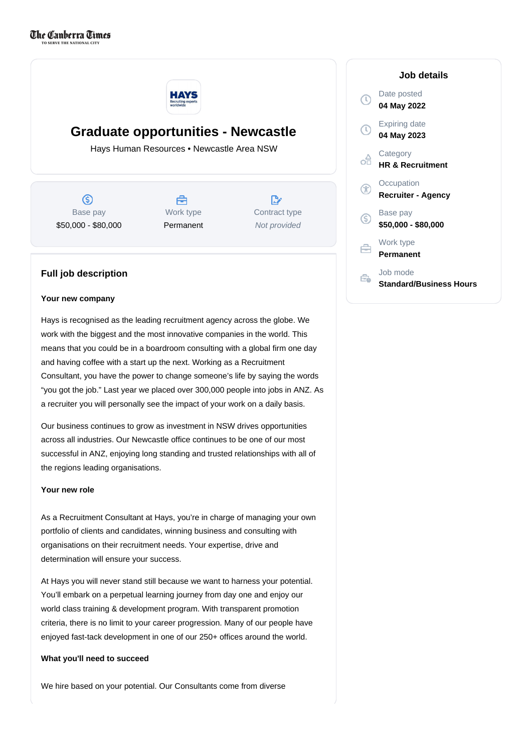The Canberra Times
TO SERVE THE NATIONAL CITY

# Graduate opportunities - Newcastle

Hays Human Resources • Newcastle Area NSW

| Base pay | Work type | Contract type |
|---|---|---|
| $50,000 - $80,000 | Permanent | *Not provided* |

## Job details

Date posted
**04 May 2022**

Expiring date
**04 May 2023**

Category
**HR & Recruitment**

Occupation
**Recruiter - Agency**

Base pay
**$50,000 - $80,000**

Work type
**Permanent**

Job mode
**Standard/Business Hours**

## Full job description

**Your new company**

Hays is recognised as the leading recruitment agency across the globe. We work with the biggest and the most innovative companies in the world. This means that you could be in a boardroom consulting with a global firm one day and having coffee with a start up the next. Working as a Recruitment Consultant, you have the power to change someone's life by saying the words "you got the job." Last year we placed over 300,000 people into jobs in ANZ. As a recruiter you will personally see the impact of your work on a daily basis.

Our business continues to grow as investment in NSW drives opportunities across all industries. Our Newcastle office continues to be one of our most successful in ANZ, enjoying long standing and trusted relationships with all of the regions leading organisations.

**Your new role**

As a Recruitment Consultant at Hays, you're in charge of managing your own portfolio of clients and candidates, winning business and consulting with organisations on their recruitment needs. Your expertise, drive and determination will ensure your success.

At Hays you will never stand still because we want to harness your potential. You'll embark on a perpetual learning journey from day one and enjoy our world class training & development program. With transparent promotion criteria, there is no limit to your career progression. Many of our people have enjoyed fast-tack development in one of our 250+ offices around the world.

**What you'll need to succeed**

We hire based on your potential. Our Consultants come from diverse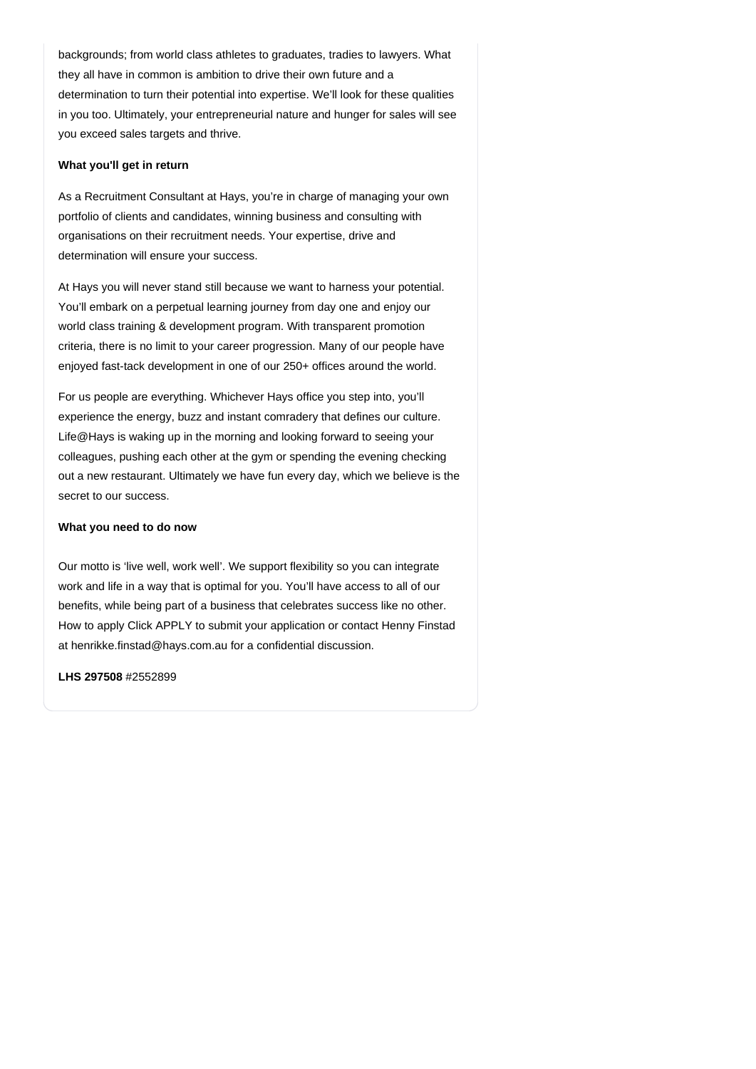backgrounds; from world class athletes to graduates, tradies to lawyers. What they all have in common is ambition to drive their own future and a determination to turn their potential into expertise. We'll look for these qualities in you too. Ultimately, your entrepreneurial nature and hunger for sales will see you exceed sales targets and thrive.

**What you'll get in return**

As a Recruitment Consultant at Hays, you're in charge of managing your own portfolio of clients and candidates, winning business and consulting with organisations on their recruitment needs. Your expertise, drive and determination will ensure your success.

At Hays you will never stand still because we want to harness your potential. You'll embark on a perpetual learning journey from day one and enjoy our world class training & development program. With transparent promotion criteria, there is no limit to your career progression. Many of our people have enjoyed fast-tack development in one of our 250+ offices around the world.

For us people are everything. Whichever Hays office you step into, you'll experience the energy, buzz and instant comradery that defines our culture. Life@Hays is waking up in the morning and looking forward to seeing your colleagues, pushing each other at the gym or spending the evening checking out a new restaurant. Ultimately we have fun every day, which we believe is the secret to our success.

**What you need to do now**

Our motto is 'live well, work well'. We support flexibility so you can integrate work and life in a way that is optimal for you. You'll have access to all of our benefits, while being part of a business that celebrates success like no other. How to apply Click APPLY to submit your application or contact Henny Finstad at henrikke.finstad@hays.com.au for a confidential discussion.

**LHS 297508** #2552899